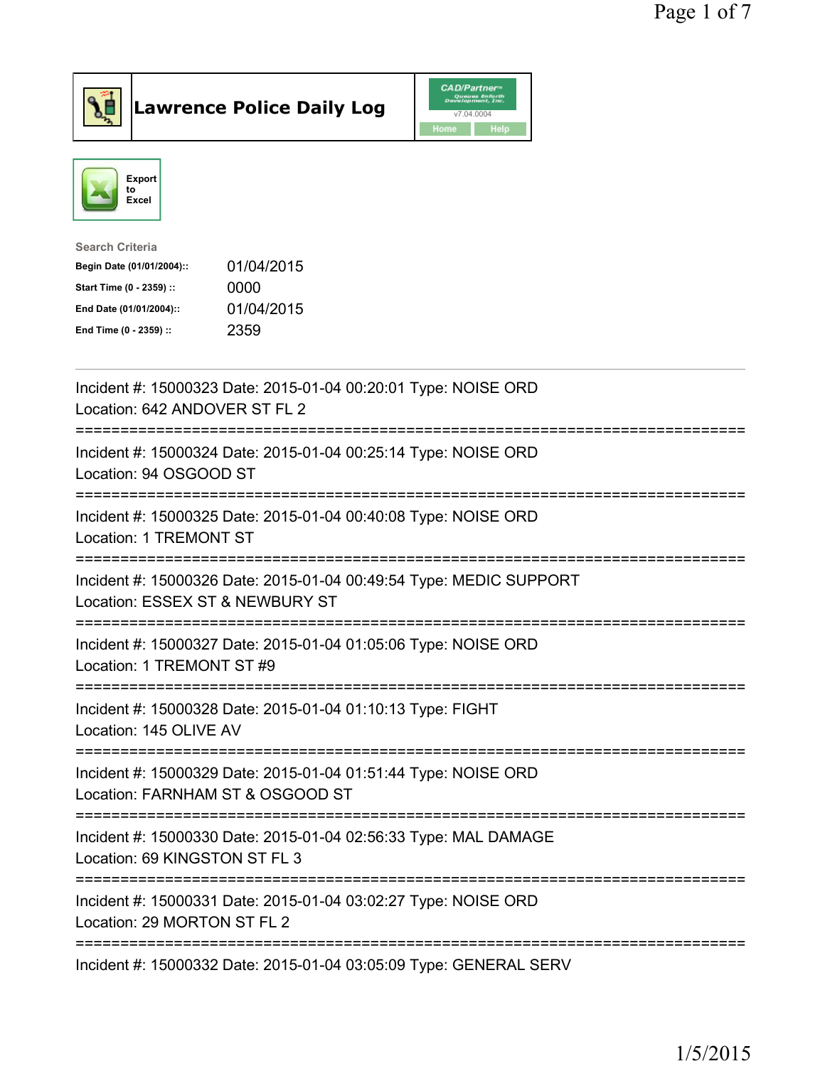# Lawrence Police Daily Log

CAD/Partner v7.04.0004

Home Help

Export to Excel

**Search Criteria**

| | |
|---|---|
| **Begin Date (01/01/2004)::** | 01/04/2015 |
| **Start Time (0 - 2359) ::** | 0000 |
| **End Date (01/01/2004)::** | 01/04/2015 |
| **End Time (0 - 2359) ::** | 2359 |

---

Incident #: 15000323 Date: 2015-01-04 00:20:01 Type: NOISE ORD
Location: 642 ANDOVER ST FL 2

===========================================================================

Incident #: 15000324 Date: 2015-01-04 00:25:14 Type: NOISE ORD
Location: 94 OSGOOD ST

===========================================================================

Incident #: 15000325 Date: 2015-01-04 00:40:08 Type: NOISE ORD
Location: 1 TREMONT ST

===========================================================================

Incident #: 15000326 Date: 2015-01-04 00:49:54 Type: MEDIC SUPPORT
Location: ESSEX ST & NEWBURY ST

===========================================================================

Incident #: 15000327 Date: 2015-01-04 01:05:06 Type: NOISE ORD
Location: 1 TREMONT ST #9

===========================================================================

Incident #: 15000328 Date: 2015-01-04 01:10:13 Type: FIGHT
Location: 145 OLIVE AV

===========================================================================

Incident #: 15000329 Date: 2015-01-04 01:51:44 Type: NOISE ORD
Location: FARNHAM ST & OSGOOD ST

===========================================================================

Incident #: 15000330 Date: 2015-01-04 02:56:33 Type: MAL DAMAGE
Location: 69 KINGSTON ST FL 3

===========================================================================

Incident #: 15000331 Date: 2015-01-04 03:02:27 Type: NOISE ORD
Location: 29 MORTON ST FL 2

===========================================================================

Incident #: 15000332 Date: 2015-01-04 03:05:09 Type: GENERAL SERV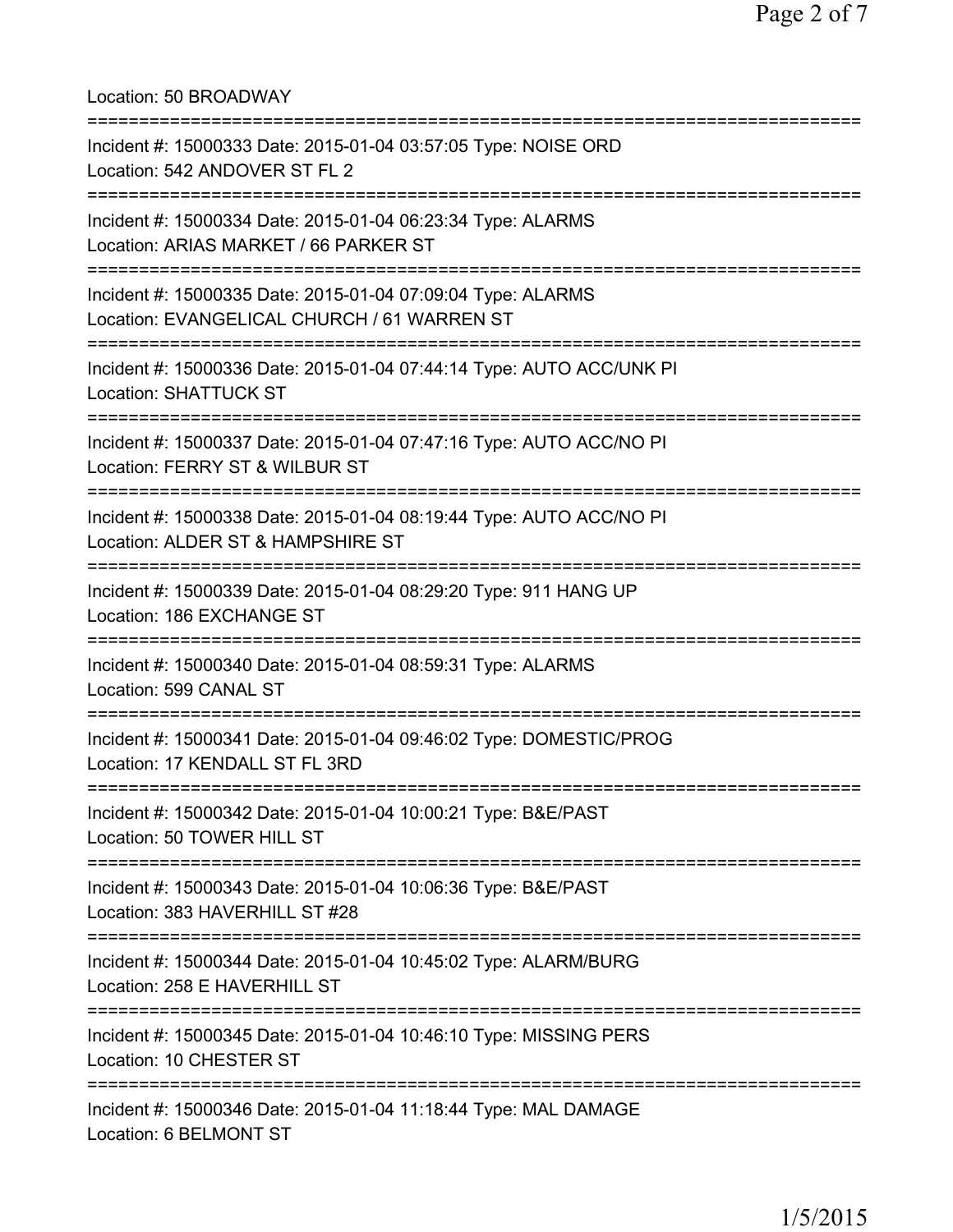Location: 50 BROADWAY

===========================================================================

Incident #: 15000333 Date: 2015-01-04 03:57:05 Type: NOISE ORD
Location: 542 ANDOVER ST FL 2

===========================================================================

Incident #: 15000334 Date: 2015-01-04 06:23:34 Type: ALARMS
Location: ARIAS MARKET / 66 PARKER ST

===========================================================================

Incident #: 15000335 Date: 2015-01-04 07:09:04 Type: ALARMS
Location: EVANGELICAL CHURCH / 61 WARREN ST

===========================================================================

Incident #: 15000336 Date: 2015-01-04 07:44:14 Type: AUTO ACC/UNK PI
Location: SHATTUCK ST

===========================================================================

Incident #: 15000337 Date: 2015-01-04 07:47:16 Type: AUTO ACC/NO PI
Location: FERRY ST & WILBUR ST

===========================================================================

Incident #: 15000338 Date: 2015-01-04 08:19:44 Type: AUTO ACC/NO PI
Location: ALDER ST & HAMPSHIRE ST

===========================================================================

Incident #: 15000339 Date: 2015-01-04 08:29:20 Type: 911 HANG UP
Location: 186 EXCHANGE ST

===========================================================================

Incident #: 15000340 Date: 2015-01-04 08:59:31 Type: ALARMS
Location: 599 CANAL ST

===========================================================================

Incident #: 15000341 Date: 2015-01-04 09:46:02 Type: DOMESTIC/PROG
Location: 17 KENDALL ST FL 3RD

===========================================================================

Incident #: 15000342 Date: 2015-01-04 10:00:21 Type: B&E/PAST
Location: 50 TOWER HILL ST

===========================================================================

Incident #: 15000343 Date: 2015-01-04 10:06:36 Type: B&E/PAST
Location: 383 HAVERHILL ST #28

===========================================================================

Incident #: 15000344 Date: 2015-01-04 10:45:02 Type: ALARM/BURG
Location: 258 E HAVERHILL ST

===========================================================================

Incident #: 15000345 Date: 2015-01-04 10:46:10 Type: MISSING PERS
Location: 10 CHESTER ST

===========================================================================

Incident #: 15000346 Date: 2015-01-04 11:18:44 Type: MAL DAMAGE
Location: 6 BELMONT ST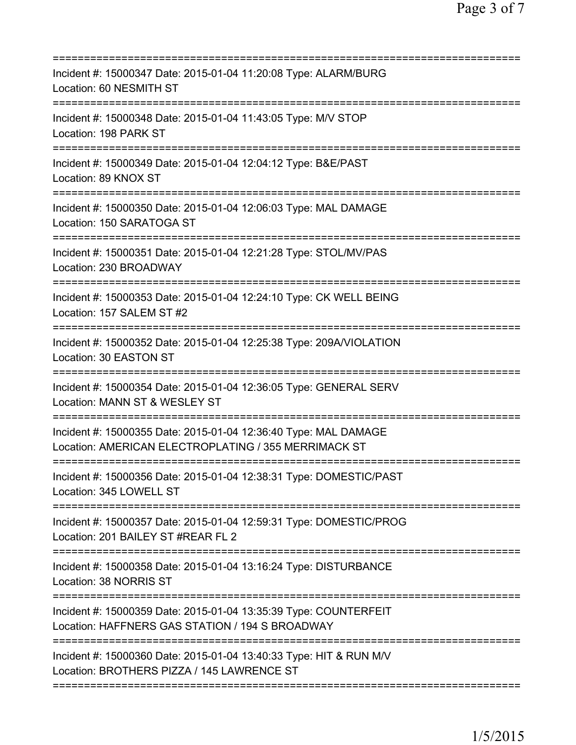===========================================================================

Incident #: 15000347 Date: 2015-01-04 11:20:08 Type: ALARM/BURG
Location: 60 NESMITH ST

===========================================================================

Incident #: 15000348 Date: 2015-01-04 11:43:05 Type: M/V STOP
Location: 198 PARK ST

===========================================================================

Incident #: 15000349 Date: 2015-01-04 12:04:12 Type: B&E/PAST
Location: 89 KNOX ST

===========================================================================

Incident #: 15000350 Date: 2015-01-04 12:06:03 Type: MAL DAMAGE
Location: 150 SARATOGA ST

===========================================================================

Incident #: 15000351 Date: 2015-01-04 12:21:28 Type: STOL/MV/PAS
Location: 230 BROADWAY

===========================================================================

Incident #: 15000353 Date: 2015-01-04 12:24:10 Type: CK WELL BEING
Location: 157 SALEM ST #2

===========================================================================

Incident #: 15000352 Date: 2015-01-04 12:25:38 Type: 209A/VIOLATION
Location: 30 EASTON ST

===========================================================================

Incident #: 15000354 Date: 2015-01-04 12:36:05 Type: GENERAL SERV
Location: MANN ST & WESLEY ST

===========================================================================

Incident #: 15000355 Date: 2015-01-04 12:36:40 Type: MAL DAMAGE
Location: AMERICAN ELECTROPLATING / 355 MERRIMACK ST

===========================================================================

Incident #: 15000356 Date: 2015-01-04 12:38:31 Type: DOMESTIC/PAST
Location: 345 LOWELL ST

===========================================================================

Incident #: 15000357 Date: 2015-01-04 12:59:31 Type: DOMESTIC/PROG
Location: 201 BAILEY ST #REAR FL 2

===========================================================================

Incident #: 15000358 Date: 2015-01-04 13:16:24 Type: DISTURBANCE
Location: 38 NORRIS ST

===========================================================================

Incident #: 15000359 Date: 2015-01-04 13:35:39 Type: COUNTERFEIT
Location: HAFFNERS GAS STATION / 194 S BROADWAY

===========================================================================

Incident #: 15000360 Date: 2015-01-04 13:40:33 Type: HIT & RUN M/V
Location: BROTHERS PIZZA / 145 LAWRENCE ST

===========================================================================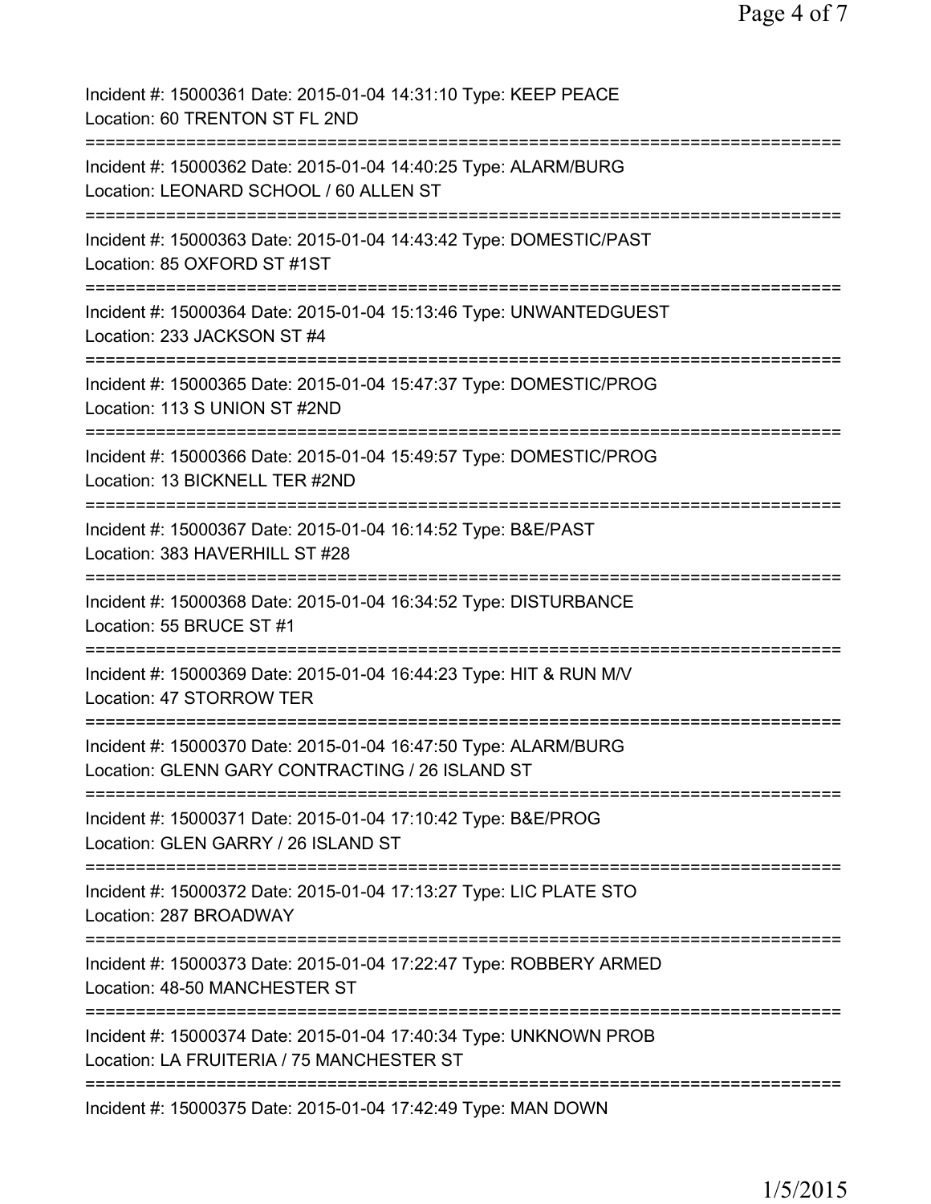Incident #: 15000361 Date: 2015-01-04 14:31:10 Type: KEEP PEACE
Location: 60 TRENTON ST FL 2ND

===========================================================================

Incident #: 15000362 Date: 2015-01-04 14:40:25 Type: ALARM/BURG
Location: LEONARD SCHOOL / 60 ALLEN ST

===========================================================================

Incident #: 15000363 Date: 2015-01-04 14:43:42 Type: DOMESTIC/PAST
Location: 85 OXFORD ST #1ST

===========================================================================

Incident #: 15000364 Date: 2015-01-04 15:13:46 Type: UNWANTEDGUEST
Location: 233 JACKSON ST #4

===========================================================================

Incident #: 15000365 Date: 2015-01-04 15:47:37 Type: DOMESTIC/PROG
Location: 113 S UNION ST #2ND

===========================================================================

Incident #: 15000366 Date: 2015-01-04 15:49:57 Type: DOMESTIC/PROG
Location: 13 BICKNELL TER #2ND

===========================================================================

Incident #: 15000367 Date: 2015-01-04 16:14:52 Type: B&E/PAST
Location: 383 HAVERHILL ST #28

===========================================================================

Incident #: 15000368 Date: 2015-01-04 16:34:52 Type: DISTURBANCE
Location: 55 BRUCE ST #1

===========================================================================

Incident #: 15000369 Date: 2015-01-04 16:44:23 Type: HIT & RUN M/V
Location: 47 STORROW TER

===========================================================================

Incident #: 15000370 Date: 2015-01-04 16:47:50 Type: ALARM/BURG
Location: GLENN GARY CONTRACTING / 26 ISLAND ST

===========================================================================

Incident #: 15000371 Date: 2015-01-04 17:10:42 Type: B&E/PROG
Location: GLEN GARRY / 26 ISLAND ST

===========================================================================

Incident #: 15000372 Date: 2015-01-04 17:13:27 Type: LIC PLATE STO
Location: 287 BROADWAY

===========================================================================

Incident #: 15000373 Date: 2015-01-04 17:22:47 Type: ROBBERY ARMED
Location: 48-50 MANCHESTER ST

===========================================================================

Incident #: 15000374 Date: 2015-01-04 17:40:34 Type: UNKNOWN PROB
Location: LA FRUITERIA / 75 MANCHESTER ST

===========================================================================

Incident #: 15000375 Date: 2015-01-04 17:42:49 Type: MAN DOWN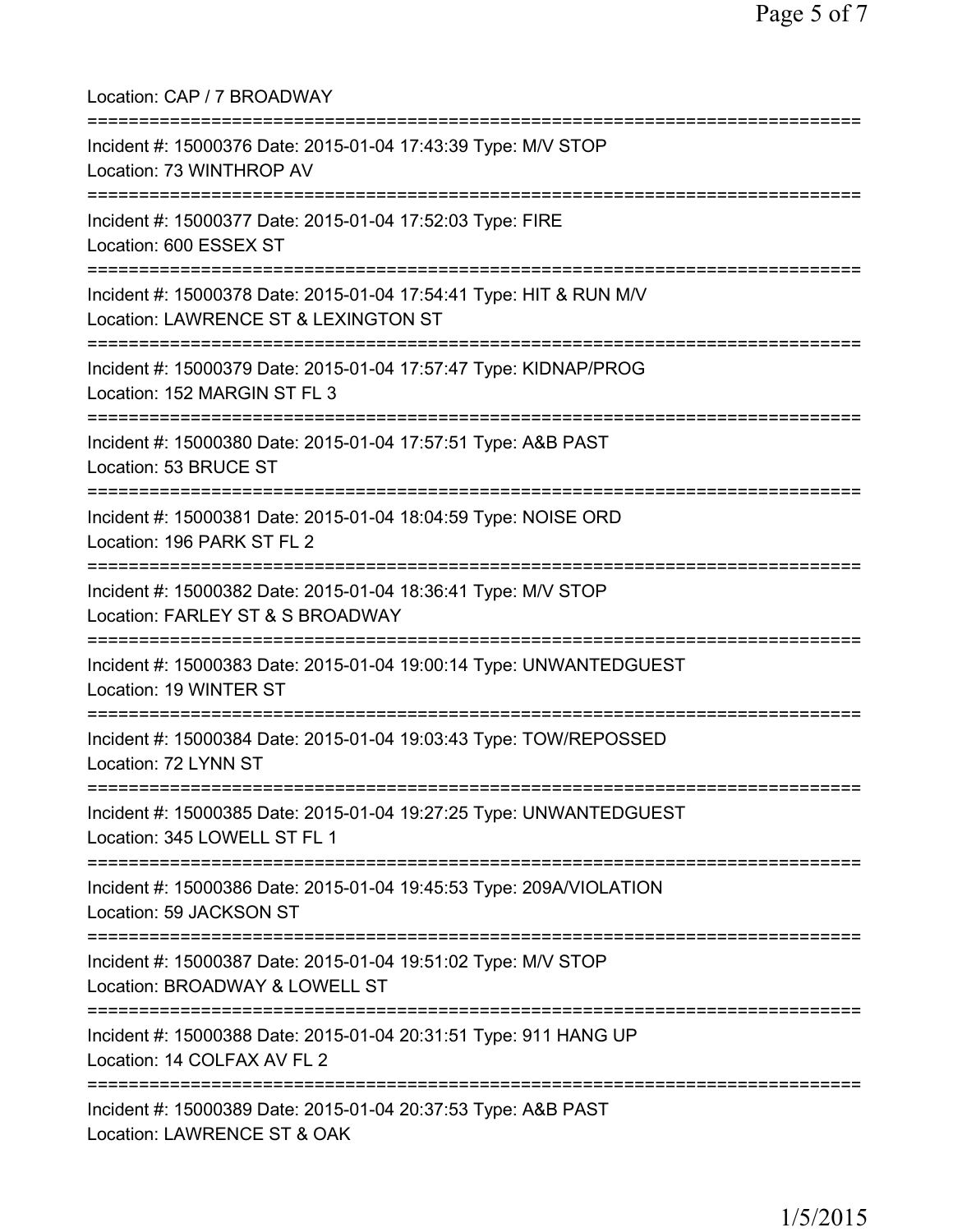Location: CAP / 7 BROADWAY

===========================================================================

Incident #: 15000376 Date: 2015-01-04 17:43:39 Type: M/V STOP
Location: 73 WINTHROP AV

===========================================================================

Incident #: 15000377 Date: 2015-01-04 17:52:03 Type: FIRE
Location: 600 ESSEX ST

===========================================================================

Incident #: 15000378 Date: 2015-01-04 17:54:41 Type: HIT & RUN M/V
Location: LAWRENCE ST & LEXINGTON ST

===========================================================================

Incident #: 15000379 Date: 2015-01-04 17:57:47 Type: KIDNAP/PROG
Location: 152 MARGIN ST FL 3

===========================================================================

Incident #: 15000380 Date: 2015-01-04 17:57:51 Type: A&B PAST
Location: 53 BRUCE ST

===========================================================================

Incident #: 15000381 Date: 2015-01-04 18:04:59 Type: NOISE ORD
Location: 196 PARK ST FL 2

===========================================================================

Incident #: 15000382 Date: 2015-01-04 18:36:41 Type: M/V STOP
Location: FARLEY ST & S BROADWAY

===========================================================================

Incident #: 15000383 Date: 2015-01-04 19:00:14 Type: UNWANTEDGUEST
Location: 19 WINTER ST

===========================================================================

Incident #: 15000384 Date: 2015-01-04 19:03:43 Type: TOW/REPOSSED
Location: 72 LYNN ST

===========================================================================

Incident #: 15000385 Date: 2015-01-04 19:27:25 Type: UNWANTEDGUEST
Location: 345 LOWELL ST FL 1

===========================================================================

Incident #: 15000386 Date: 2015-01-04 19:45:53 Type: 209A/VIOLATION
Location: 59 JACKSON ST

===========================================================================

Incident #: 15000387 Date: 2015-01-04 19:51:02 Type: M/V STOP
Location: BROADWAY & LOWELL ST

===========================================================================

Incident #: 15000388 Date: 2015-01-04 20:31:51 Type: 911 HANG UP
Location: 14 COLFAX AV FL 2

===========================================================================

Incident #: 15000389 Date: 2015-01-04 20:37:53 Type: A&B PAST
Location: LAWRENCE ST & OAK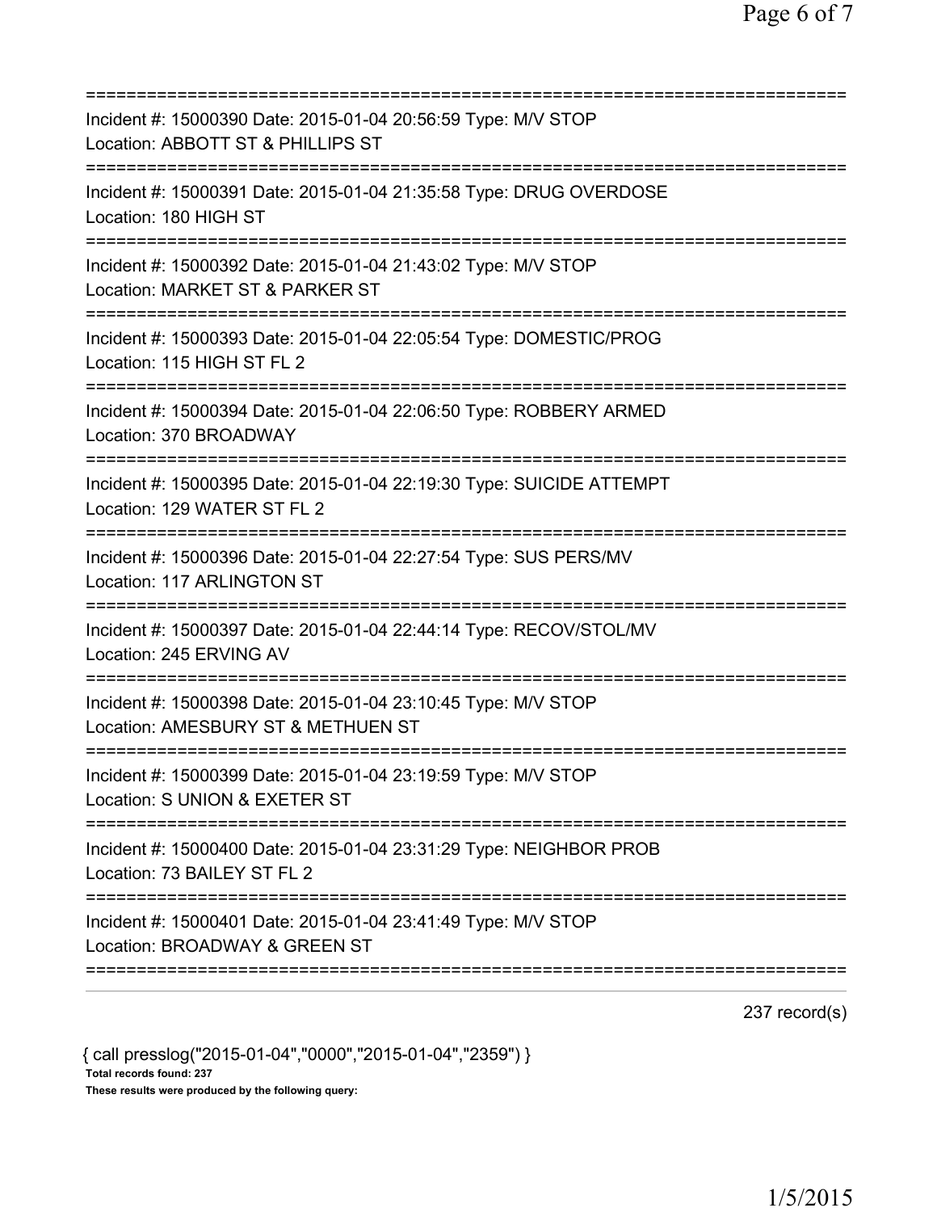===========================================================================
Incident #: 15000390 Date: 2015-01-04 20:56:59 Type: M/V STOP
Location: ABBOTT ST & PHILLIPS ST
===========================================================================
Incident #: 15000391 Date: 2015-01-04 21:35:58 Type: DRUG OVERDOSE
Location: 180 HIGH ST
===========================================================================
Incident #: 15000392 Date: 2015-01-04 21:43:02 Type: M/V STOP
Location: MARKET ST & PARKER ST
===========================================================================
Incident #: 15000393 Date: 2015-01-04 22:05:54 Type: DOMESTIC/PROG
Location: 115 HIGH ST FL 2
===========================================================================
Incident #: 15000394 Date: 2015-01-04 22:06:50 Type: ROBBERY ARMED
Location: 370 BROADWAY
===========================================================================
Incident #: 15000395 Date: 2015-01-04 22:19:30 Type: SUICIDE ATTEMPT
Location: 129 WATER ST FL 2
===========================================================================
Incident #: 15000396 Date: 2015-01-04 22:27:54 Type: SUS PERS/MV
Location: 117 ARLINGTON ST
===========================================================================
Incident #: 15000397 Date: 2015-01-04 22:44:14 Type: RECOV/STOL/MV
Location: 245 ERVING AV
===========================================================================
Incident #: 15000398 Date: 2015-01-04 23:10:45 Type: M/V STOP
Location: AMESBURY ST & METHUEN ST
===========================================================================
Incident #: 15000399 Date: 2015-01-04 23:19:59 Type: M/V STOP
Location: S UNION & EXETER ST
===========================================================================
Incident #: 15000400 Date: 2015-01-04 23:31:29 Type: NEIGHBOR PROB
Location: 73 BAILEY ST FL 2
===========================================================================
Incident #: 15000401 Date: 2015-01-04 23:41:49 Type: M/V STOP
Location: BROADWAY & GREEN ST
===========================================================================

237 record(s)

{ call presslog("2015-01-04","0000","2015-01-04","2359") }

**Total records found: 237**

**These results were produced by the following query:**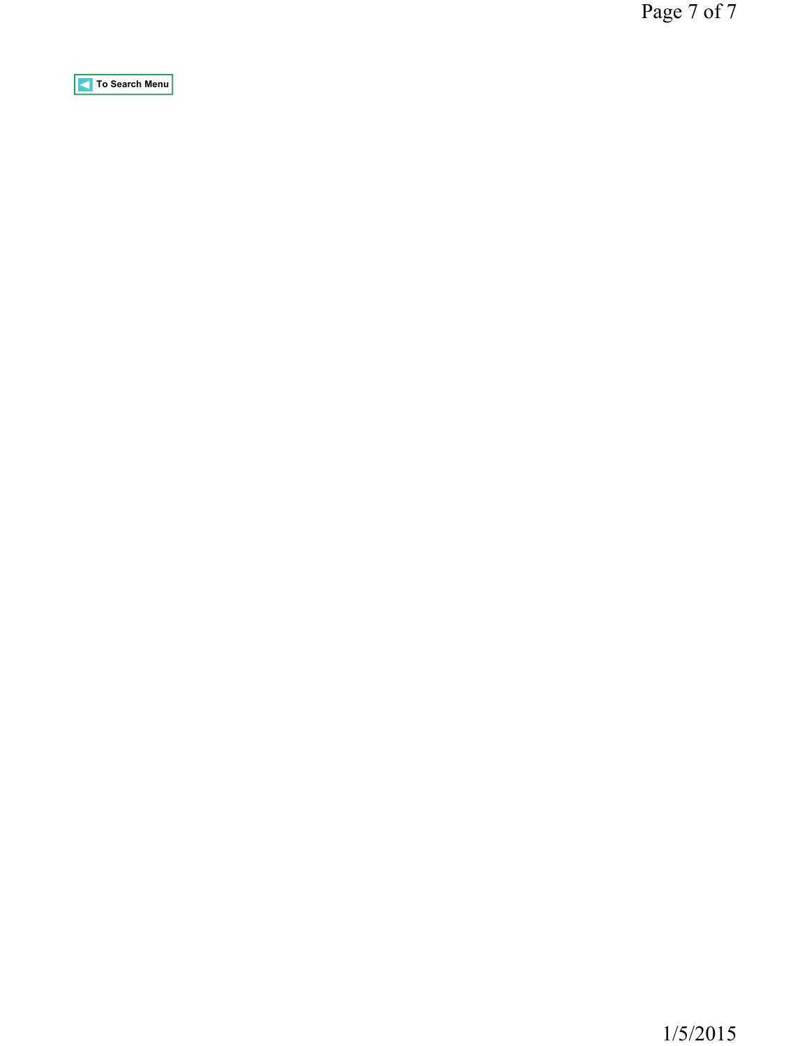To Search Menu